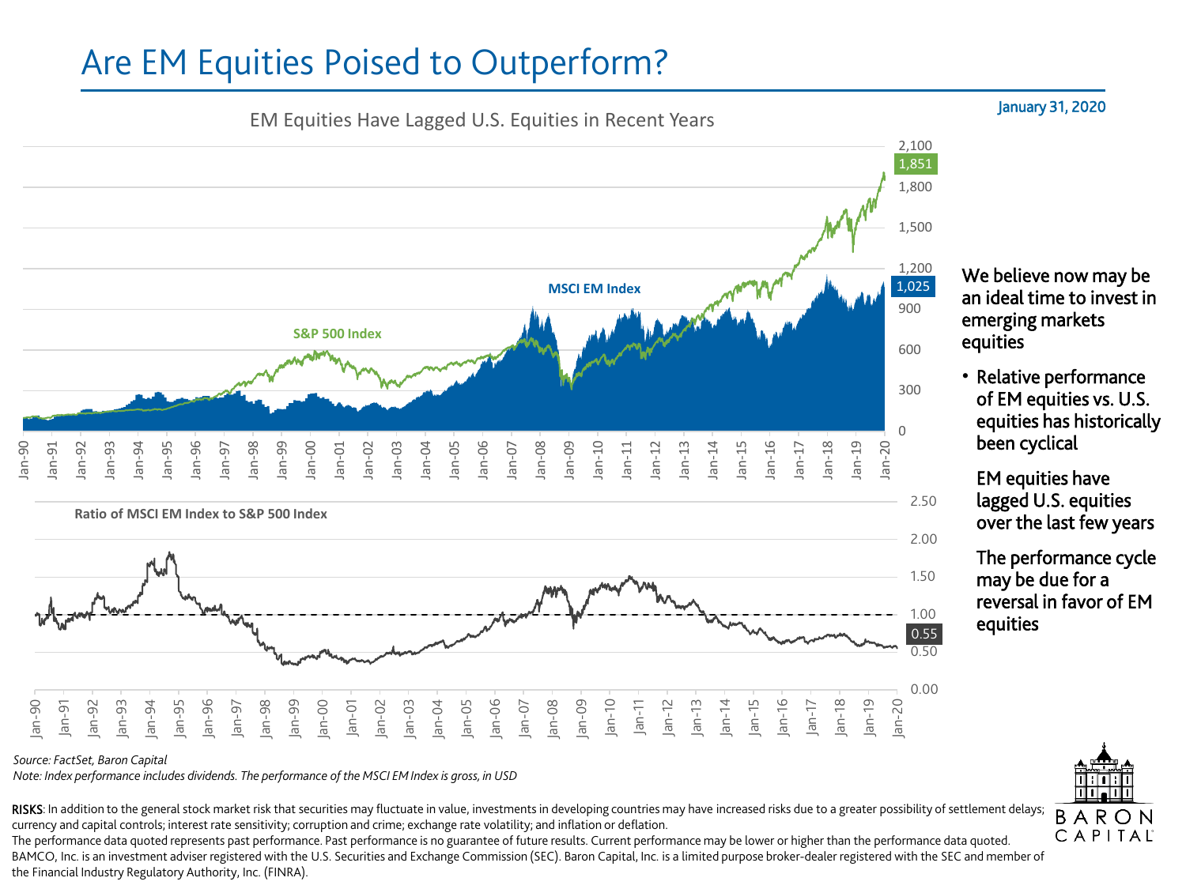# Are EM Equities Poised to Outperform?

January 31, 2020

EM Equities Have Lagged U.S. Equities in Recent Years

We believe now may be an ideal time to invest in emerging markets equities

- Relative performance of EM equities vs. U.S. equities has historically been cyclical

  EM equities have lagged U.S. equities over the last few years

  The performance cycle may be due for a reversal in favor of EM equities

*Source: FactSet, Baron Capital*

*Note: Index performance includes dividends. The performance of the MSCI EM Index is gross, in USD*

RISKS: In addition to the general stock market risk that securities may fluctuate in value, investments in developing countries may have increased risks due to a greater possibility of settlement delays; currency and capital controls; interest rate sensitivity; corruption and crime; exchange rate volatility; and inflation or deflation.

The performance data quoted represents past performance. Past performance is no guarantee of future results. Current performance may be lower or higher than the performance data quoted.

BAMCO, Inc. is an investment adviser registered with the U.S. Securities and Exchange Commission (SEC). Baron Capital, Inc. is a limited purpose broker-dealer registered with the SEC and member of the Financial Industry Regulatory Authority, Inc. (FINRA).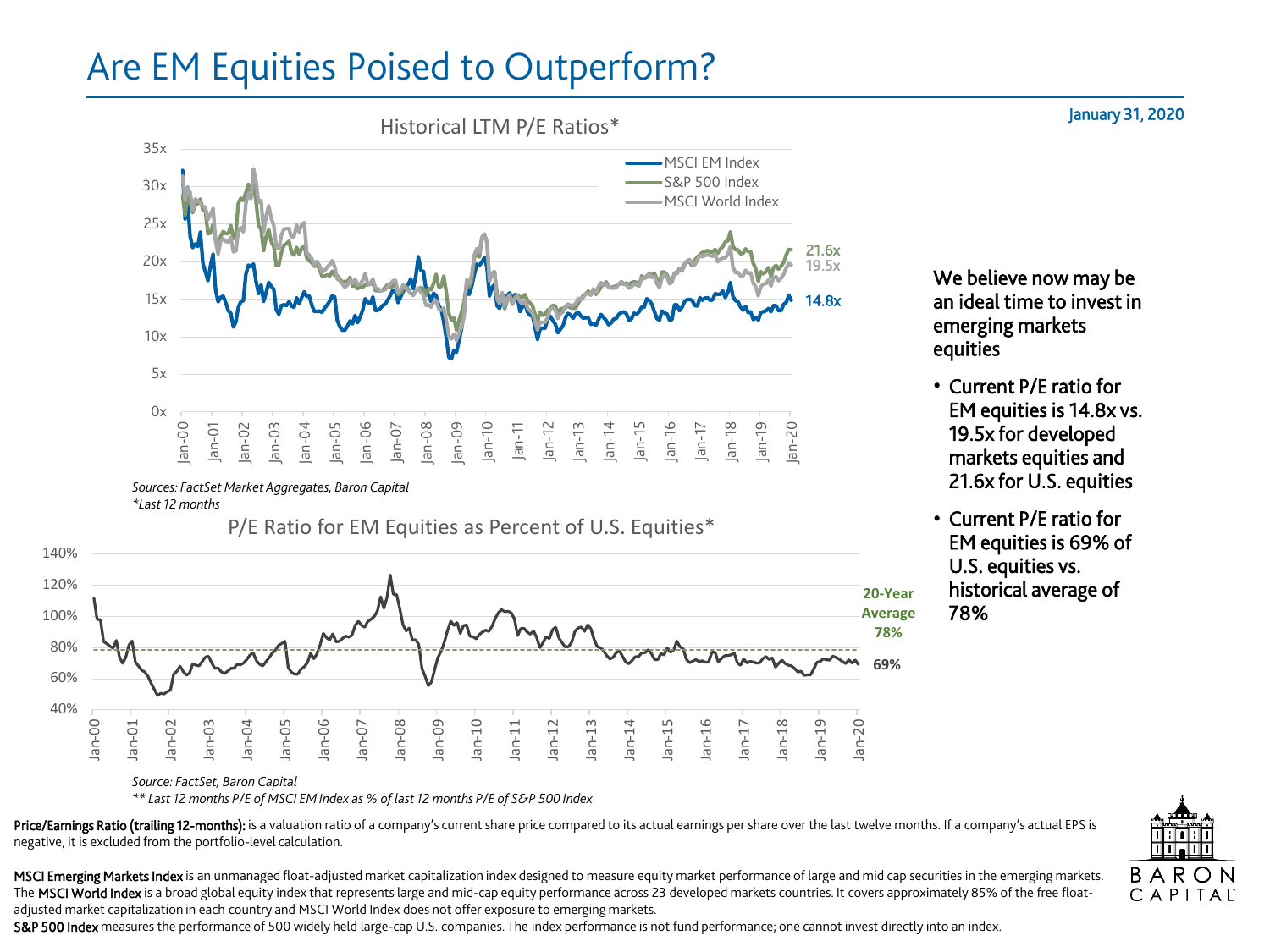# Are EM Equities Poised to Outperform?

January 31, 2020

Historical LTM P/E Ratios*

35x
30x
25x
20x
15x
10x
5x
0x

MSCI EM Index
S&P 500 Index
MSCI World Index

21.6x
19.5x
14.8x

Jan-00 Jan-01 Jan-02 Jan-03 Jan-04 Jan-05 Jan-06 Jan-07 Jan-08 Jan-09 Jan-10 Jan-11 Jan-12 Jan-13 Jan-14 Jan-15 Jan-16 Jan-17 Jan-18 Jan-19 Jan-20

*Sources: FactSet Market Aggregates, Baron Capital*
**Last 12 months*

P/E Ratio for EM Equities as Percent of U.S. Equities*

140%
120%
100%
80%
60%
40%

20-Year Average 78%

69%

Jan-00 Jan-01 Jan-02 Jan-03 Jan-04 Jan-05 Jan-06 Jan-07 Jan-08 Jan-09 Jan-10 Jan-11 Jan-12 Jan-13 Jan-14 Jan-15 Jan-16 Jan-17 Jan-18 Jan-19 Jan-20

*Source: FactSet, Baron Capital*
*** Last 12 months P/E of MSCI EM Index as % of last 12 months P/E of S&P 500 Index*

We believe now may be an ideal time to invest in emerging markets equities

- Current P/E ratio for EM equities is 14.8x vs. 19.5x for developed markets equities and 21.6x for U.S. equities
- Current P/E ratio for EM equities is 69% of U.S. equities vs. historical average of 78%

**Price/Earnings Ratio (trailing 12-months):** is a valuation ratio of a company's current share price compared to its actual earnings per share over the last twelve months. If a company's actual EPS is negative, it is excluded from the portfolio-level calculation.

**MSCI Emerging Markets Index** is an unmanaged float-adjusted market capitalization index designed to measure equity market performance of large and mid cap securities in the emerging markets. The **MSCI World Index** is a broad global equity index that represents large and mid-cap equity performance across 23 developed markets countries. It covers approximately 85% of the free float-adjusted market capitalization in each country and MSCI World Index does not offer exposure to emerging markets.
**S&P 500 Index** measures the performance of 500 widely held large-cap U.S. companies. The index performance is not fund performance; one cannot invest directly into an index.

BARON CAPITAL